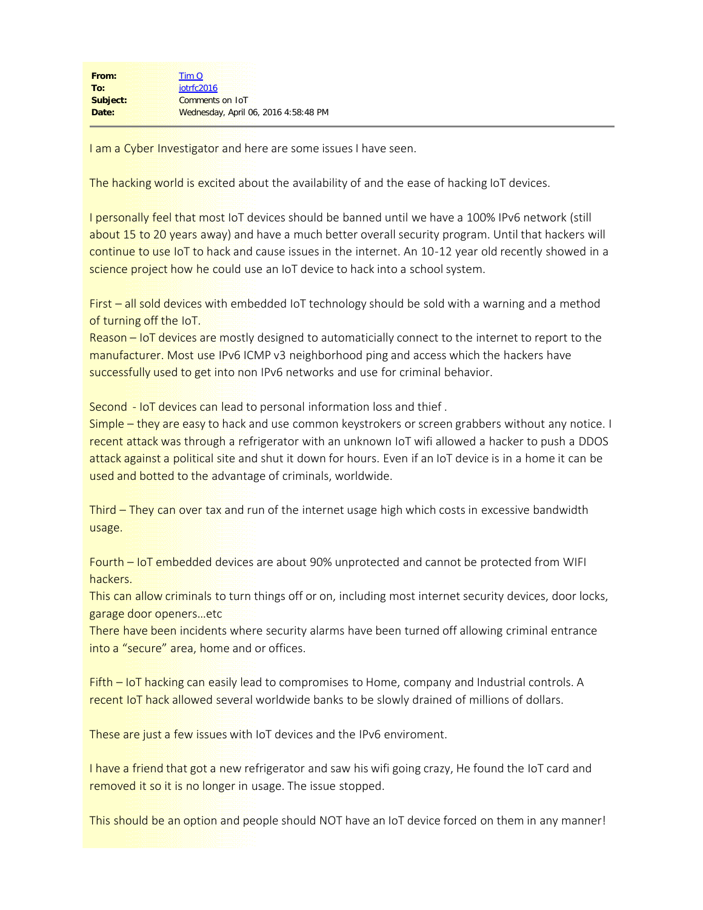**From:** Tim O
**To:** iotrfc2016
**Subject:** Comments on IoT
**Date:** Wednesday, April 06, 2016 4:58:48 PM

I am a Cyber Investigator and here are some issues I have seen.

The hacking world is excited about the availability of and the ease of hacking IoT devices.

I personally feel that most IoT devices should be banned until we have a 100% IPv6 network (still about 15 to 20 years away) and have a much better overall security program. Until that hackers will continue to use IoT to hack and cause issues in the internet. An 10-12 year old recently showed in a science project how he could use an IoT device to hack into a school system.

First – all sold devices with embedded IoT technology should be sold with a warning and a method of turning off the IoT.
Reason – IoT devices are mostly designed to automaticially connect to the internet to report to the manufacturer. Most use IPv6 ICMP v3 neighborhood ping and access which the hackers have successfully used to get into non IPv6 networks and use for criminal behavior.

Second - IoT devices can lead to personal information loss and thief .
Simple – they are easy to hack and use common keystrokers or screen grabbers without any notice. I recent attack was through a refrigerator with an unknown IoT wifi allowed a hacker to push a DDOS attack against a political site and shut it down for hours. Even if an IoT device is in a home it can be used and botted to the advantage of criminals, worldwide.

Third – They can over tax and run of the internet usage high which costs in excessive bandwidth usage.

Fourth – IoT embedded devices are about 90% unprotected and cannot be protected from WIFI hackers.
This can allow criminals to turn things off or on, including most internet security devices, door locks, garage door openers…etc
There have been incidents where security alarms have been turned off allowing criminal entrance into a "secure" area, home and or offices.

Fifth – IoT hacking can easily lead to compromises to Home, company and Industrial controls. A recent IoT hack allowed several worldwide banks to be slowly drained of millions of dollars.

These are just a few issues with IoT devices and the IPv6 enviroment.

I have a friend that got a new refrigerator and saw his wifi going crazy, He found the IoT card and removed it so it is no longer in usage. The issue stopped.

This should be an option and people should NOT have an IoT device forced on them in any manner!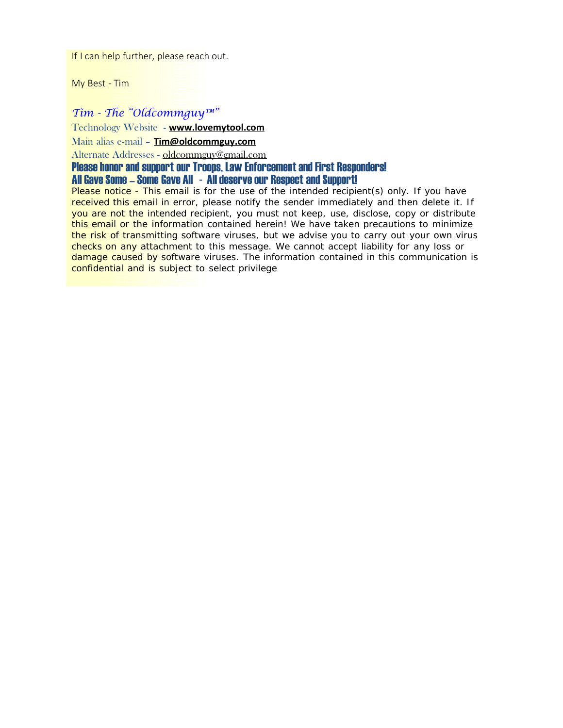If I can help further, please reach out.

My Best - Tim

*Tim - The "Oldcommguy™"*

Technology Website - **www.lovemytool.com**

Main alias e-mail – **Tim@oldcommguy.com**

Alternate Addresses - oldcommguy@gmail.com

**Please honor and support our Troops, Law Enforcement and First Responders!**

**All Gave Some – Some Gave All - All deserve our Respect and Support!**

Please notice - This email is for the use of the intended recipient(s) only. If you have received this email in error, please notify the sender immediately and then delete it. If you are not the intended recipient, you must not keep, use, disclose, copy or distribute this email or the information contained herein! We have taken precautions to minimize the risk of transmitting software viruses, but we advise you to carry out your own virus checks on any attachment to this message. We cannot accept liability for any loss or damage caused by software viruses. The information contained in this communication is confidential and is subject to select privilege